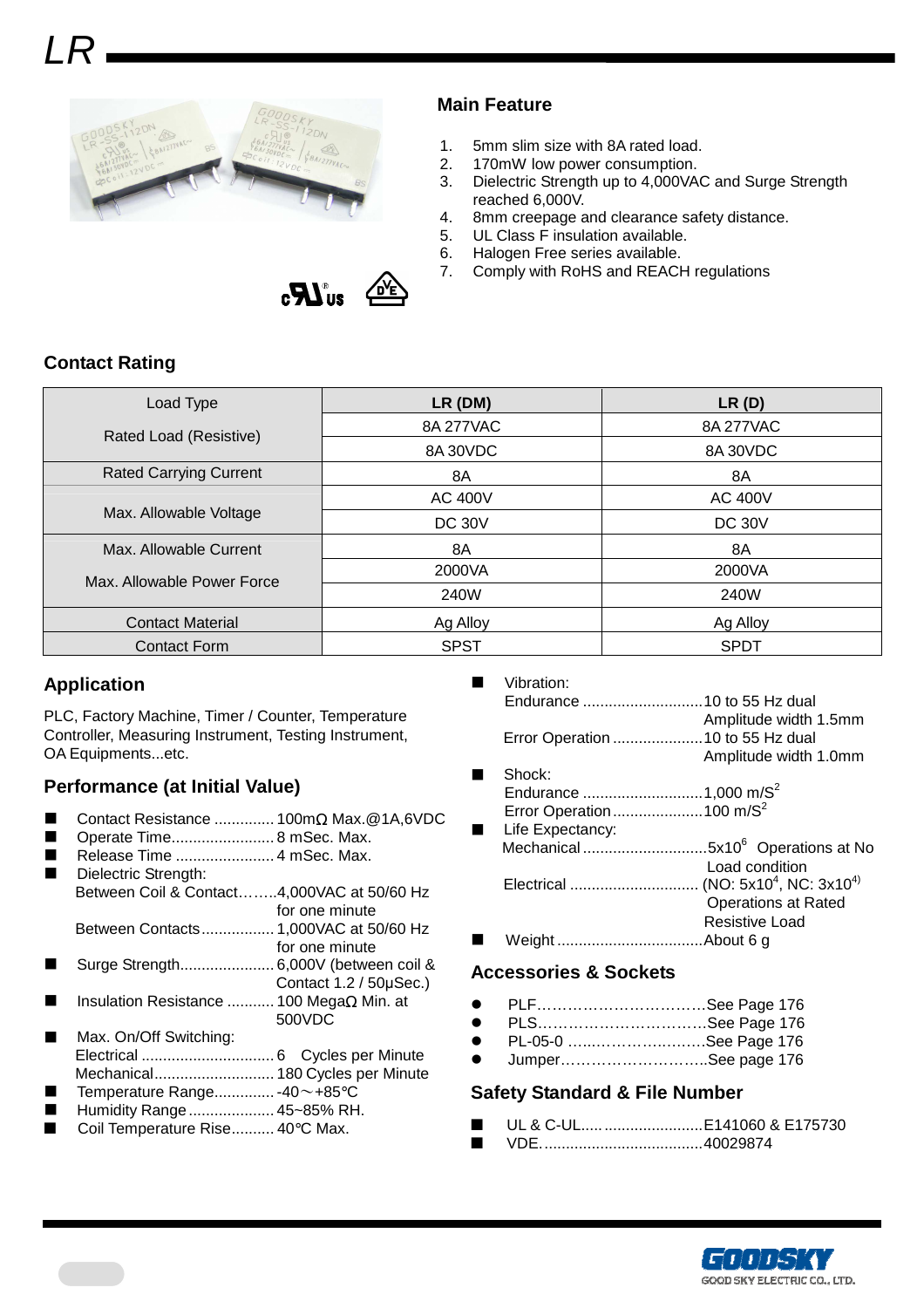# LR

## Main Feature

1. 5mm slim size with 8A rated load.
2. 170mW low power consumption.
3. Dielectric Strength up to 4,000VAC and Surge Strength reached 6,000V.
4. 8mm creepage and clearance safety distance.
5. UL Class F insulation available.
6. Halogen Free series available.
7. Comply with RoHS and REACH regulations

## Contact Rating

| Load Type | LR (DM) | LR (D) |
|---|---|---|
| Rated Load (Resistive) | 8A 277VAC | 8A 277VAC |
| | 8A 30VDC | 8A 30VDC |
| Rated Carrying Current | 8A | 8A |
| Max. Allowable Voltage | AC 400V | AC 400V |
| | DC 30V | DC 30V |
| Max. Allowable Current | 8A | 8A |
| Max. Allowable Power Force | 2000VA | 2000VA |
| | 240W | 240W |
| Contact Material | Ag Alloy | Ag Alloy |
| Contact Form | SPST | SPDT |

## Application

PLC, Factory Machine, Timer / Counter, Temperature Controller, Measuring Instrument, Testing Instrument, OA Equipments...etc.

## Performance (at Initial Value)

- Contact Resistance .............. 100mΩ Max.@1A,6VDC
- Operate Time........................ 8 mSec. Max.
- Release Time ....................... 4 mSec. Max.
- Dielectric Strength:
  - Between Coil & Contact……..4,000VAC at 50/60 Hz for one minute
  - Between Contacts................. 1,000VAC at 50/60 Hz for one minute
- Surge Strength...................... 6,000V (between coil & Contact 1.2 / 50μSec.)
- Insulation Resistance ........... 100 MegaΩ Min. at 500VDC
- Max. On/Off Switching:
  - Electrical ............................... 6 Cycles per Minute
  - Mechanical............................ 180 Cycles per Minute
- Temperature Range.............. -40～+85℃
- Humidity Range.................... 45~85% RH.
- Coil Temperature Rise.......... 40℃ Max.
- Vibration:
  - Endurance ............................10 to 55 Hz dual Amplitude width 1.5mm
  - Error Operation .....................10 to 55 Hz dual Amplitude width 1.0mm
- Shock:
  - Endurance ............................1,000 $m/S^2$
  - Error Operation.....................100 $m/S^2$
- Life Expectancy:
  - Mechanical.............................$5x10^6$ Operations at No Load condition
  - Electrical .............................. (NO: $5x10^4$, NC: $3x10^4$) Operations at Rated Resistive Load
- Weight ..................................About 6 g

## Accessories & Sockets

- PLF……………………………See Page 176
- PLS……………………………See Page 176
- PL-05-0 ..........……………….See Page 176
- Jumper………………………..See page 176

## Safety Standard & File Number

- UL & C-UL..........................E141060 & E175730
- VDE......................................40029874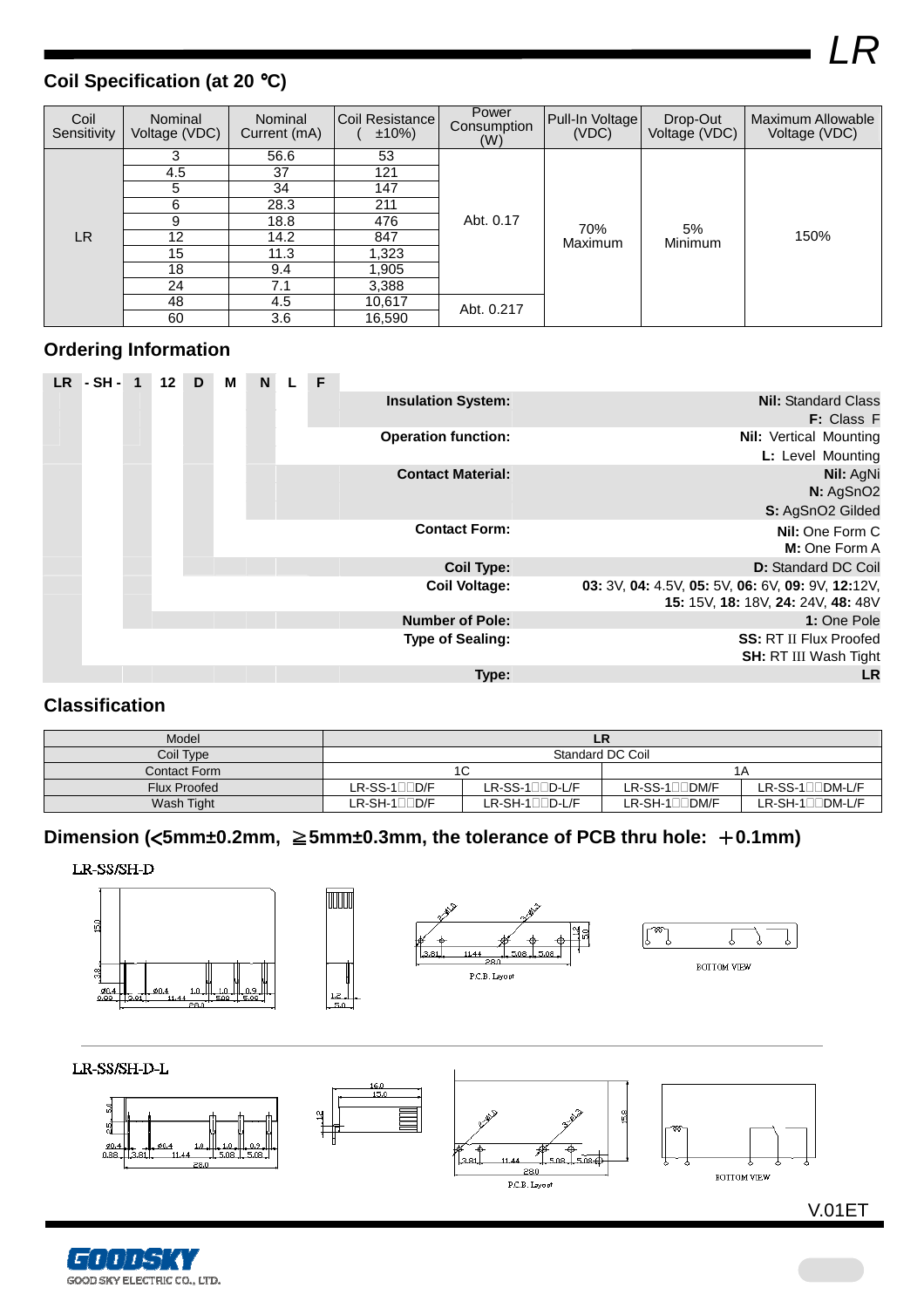## Coil Specification (at 20 °C)

| Coil Sensitivity | Nominal Voltage (VDC) | Nominal Current (mA) | Coil Resistance ( ±10%) | Power Consumption (W) | Pull-In Voltage (VDC) | Drop-Out Voltage (VDC) | Maximum Allowable Voltage (VDC) |
|---|---|---|---|---|---|---|---|
| LR | 3 | 56.6 | 53 | Abt. 0.17 | 70% Maximum | 5% Minimum | 150% |
| | 4.5 | 37 | 121 | | | | |
| | 5 | 34 | 147 | | | | |
| | 6 | 28.3 | 211 | | | | |
| | 9 | 18.8 | 476 | | | | |
| | 12 | 14.2 | 847 | | | | |
| | 15 | 11.3 | 1,323 | | | | |
| | 18 | 9.4 | 1,905 | | | | |
| | 24 | 7.1 | 3,388 | | | | |
| | 48 | 4.5 | 10,617 | Abt. 0.217 | | | |
| | 60 | 3.6 | 16,590 | | | | |

## Ordering Information

LR - SH - 1 12 D M N L F

- **Insulation System:** **Nil:** Standard Class; **F:** Class F
- **Operation function:** **Nil:** Vertical Mounting; **L:** Level Mounting
- **Contact Material:** **Nil:** AgNi; **N:** AgSnO2; **S:** AgSnO2 Gilded
- **Contact Form:** **Nil:** One Form C; **M:** One Form A
- **Coil Type:** **D:** Standard DC Coil
- **Coil Voltage:** **03:** 3V, **04:** 4.5V, **05:** 5V, **06:** 6V, **09:** 9V, **12:**12V, **15:** 15V, **18:** 18V, **24:** 24V, **48:** 48V
- **Number of Pole:** **1:** One Pole
- **Type of Sealing:** **SS:** RT II Flux Proofed; **SH:** RT III Wash Tight
- **Type:** **LR**

## Classification

| Model | LR | | | |
|---|---|---|---|---|
| Coil Type | Standard DC Coil | | | |
| Contact Form | 1C | | 1A | |
| Flux Proofed | LR-SS-1□□D/F | LR-SS-1□□D-L/F | LR-SS-1□□DM/F | LR-SS-1□□DM-L/F |
| Wash Tight | LR-SH-1□□D/F | LR-SH-1□□D-L/F | LR-SH-1□□DM/F | LR-SH-1□□DM-L/F |

## Dimension (<5mm±0.2mm, ≧5mm±0.3mm, the tolerance of PCB thru hole: ＋0.1mm)

LR-SS/SH-D

15.0
3.8
Ø0.4
0.88
3.81
Ø0.4
11.44
1.0
1.0
0.9
5.08
5.08
28.0
1.2
5.0
2-Ø1.3
3-Ø1.3
3.81
11.44
5.08
5.08
28.0
1.2
5.0
P.C.B. Layout
BOTTOM VIEW

LR-SS/SH-D-L

5.0
2.5
Ø0.4
0.88
3.81
Ø0.4
11.44
1.0
1.0
0.9
5.08
5.08
28.0
16.0
15.0
1.2
2-Ø1.3
3-Ø1.3
15.0
3.81
11.44
5.08
5.08
28.0
P.C.B. Layout
BOTTOM VIEW

V.01ET

GOODSKY
GOOD SKY ELECTRIC CO., LTD.